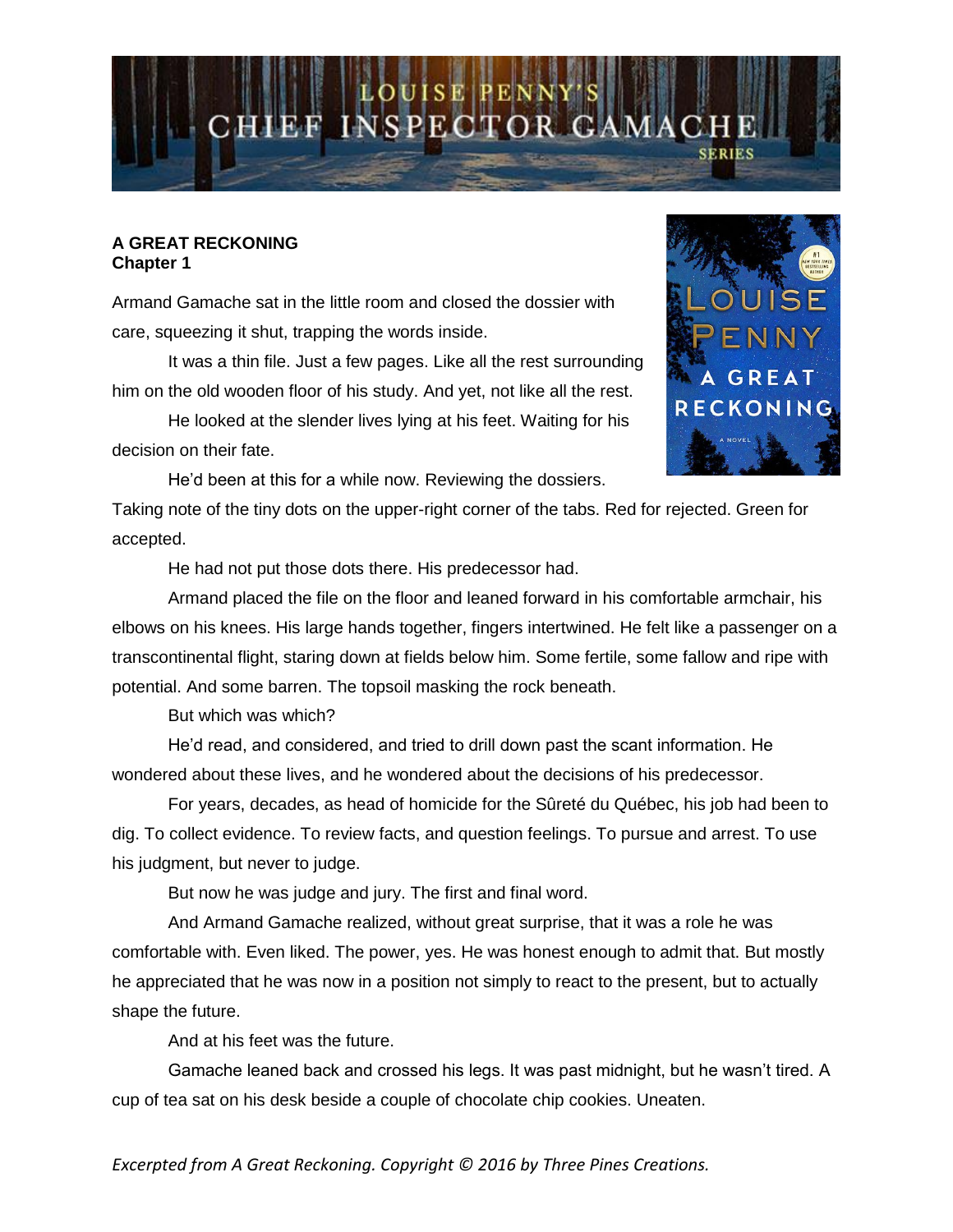# LOUISE PENNY'S CHIEF INSPECTOR GAMACHE SERIES

**A GREAT RECKONING**
**Chapter 1**

Armand Gamache sat in the little room and closed the dossier with care, squeezing it shut, trapping the words inside.

It was a thin file. Just a few pages. Like all the rest surrounding him on the old wooden floor of his study. And yet, not like all the rest.

He looked at the slender lives lying at his feet. Waiting for his decision on their fate.

He'd been at this for a while now. Reviewing the dossiers. Taking note of the tiny dots on the upper-right corner of the tabs. Red for rejected. Green for accepted.

He had not put those dots there. His predecessor had.

Armand placed the file on the floor and leaned forward in his comfortable armchair, his elbows on his knees. His large hands together, fingers intertwined. He felt like a passenger on a transcontinental flight, staring down at fields below him. Some fertile, some fallow and ripe with potential. And some barren. The topsoil masking the rock beneath.

But which was which?

He'd read, and considered, and tried to drill down past the scant information. He wondered about these lives, and he wondered about the decisions of his predecessor.

For years, decades, as head of homicide for the Sûreté du Québec, his job had been to dig. To collect evidence. To review facts, and question feelings. To pursue and arrest. To use his judgment, but never to judge.

But now he was judge and jury. The first and final word.

And Armand Gamache realized, without great surprise, that it was a role he was comfortable with. Even liked. The power, yes. He was honest enough to admit that. But mostly he appreciated that he was now in a position not simply to react to the present, but to actually shape the future.

And at his feet was the future.

Gamache leaned back and crossed his legs. It was past midnight, but he wasn't tired. A cup of tea sat on his desk beside a couple of chocolate chip cookies. Uneaten.

*Excerpted from A Great Reckoning. Copyright © 2016 by Three Pines Creations.*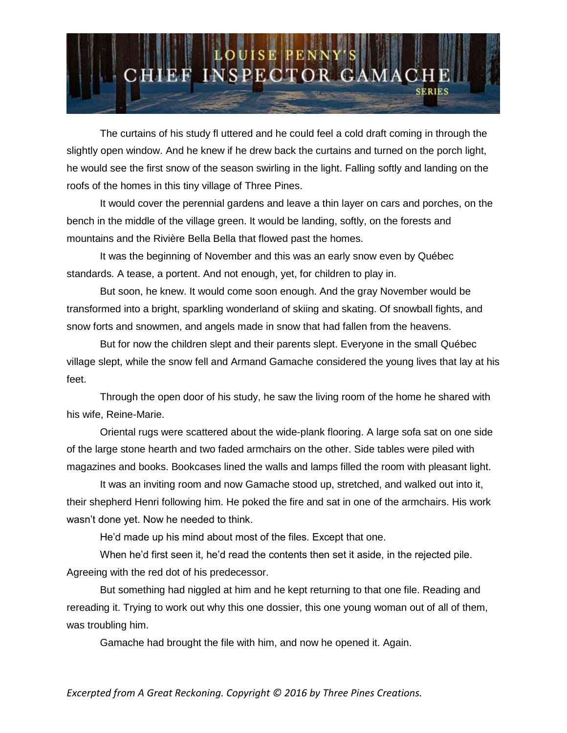The curtains of his study fl uttered and he could feel a cold draft coming in through the slightly open window. And he knew if he drew back the curtains and turned on the porch light, he would see the first snow of the season swirling in the light. Falling softly and landing on the roofs of the homes in this tiny village of Three Pines.

It would cover the perennial gardens and leave a thin layer on cars and porches, on the bench in the middle of the village green. It would be landing, softly, on the forests and mountains and the Rivière Bella Bella that flowed past the homes.

It was the beginning of November and this was an early snow even by Québec standards. A tease, a portent. And not enough, yet, for children to play in.

But soon, he knew. It would come soon enough. And the gray November would be transformed into a bright, sparkling wonderland of skiing and skating. Of snowball fights, and snow forts and snowmen, and angels made in snow that had fallen from the heavens.

But for now the children slept and their parents slept. Everyone in the small Québec village slept, while the snow fell and Armand Gamache considered the young lives that lay at his feet.

Through the open door of his study, he saw the living room of the home he shared with his wife, Reine-Marie.

Oriental rugs were scattered about the wide-plank flooring. A large sofa sat on one side of the large stone hearth and two faded armchairs on the other. Side tables were piled with magazines and books. Bookcases lined the walls and lamps filled the room with pleasant light.

It was an inviting room and now Gamache stood up, stretched, and walked out into it, their shepherd Henri following him. He poked the fire and sat in one of the armchairs. His work wasn't done yet. Now he needed to think.

He'd made up his mind about most of the files. Except that one.

When he'd first seen it, he'd read the contents then set it aside, in the rejected pile. Agreeing with the red dot of his predecessor.

But something had niggled at him and he kept returning to that one file. Reading and rereading it. Trying to work out why this one dossier, this one young woman out of all of them, was troubling him.

Gamache had brought the file with him, and now he opened it. Again.

*Excerpted from A Great Reckoning. Copyright © 2016 by Three Pines Creations.*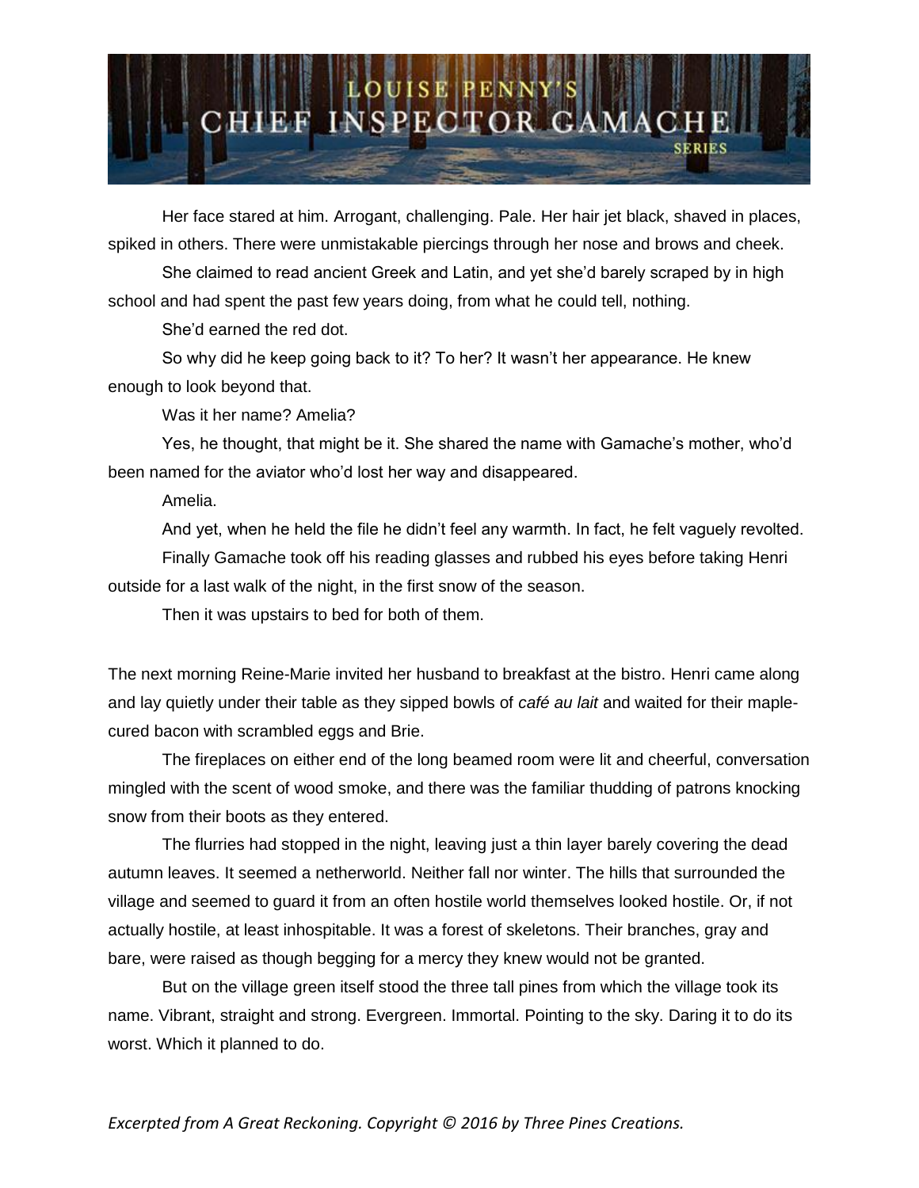Her face stared at him. Arrogant, challenging. Pale. Her hair jet black, shaved in places, spiked in others. There were unmistakable piercings through her nose and brows and cheek.

She claimed to read ancient Greek and Latin, and yet she'd barely scraped by in high school and had spent the past few years doing, from what he could tell, nothing.

She'd earned the red dot.

So why did he keep going back to it? To her? It wasn't her appearance. He knew enough to look beyond that.

Was it her name? Amelia?

Yes, he thought, that might be it. She shared the name with Gamache's mother, who'd been named for the aviator who'd lost her way and disappeared.

Amelia.

And yet, when he held the file he didn't feel any warmth. In fact, he felt vaguely revolted.

Finally Gamache took off his reading glasses and rubbed his eyes before taking Henri outside for a last walk of the night, in the first snow of the season.

Then it was upstairs to bed for both of them.

The next morning Reine-Marie invited her husband to breakfast at the bistro. Henri came along and lay quietly under their table as they sipped bowls of *café au lait* and waited for their maple-cured bacon with scrambled eggs and Brie.

The fireplaces on either end of the long beamed room were lit and cheerful, conversation mingled with the scent of wood smoke, and there was the familiar thudding of patrons knocking snow from their boots as they entered.

The flurries had stopped in the night, leaving just a thin layer barely covering the dead autumn leaves. It seemed a netherworld. Neither fall nor winter. The hills that surrounded the village and seemed to guard it from an often hostile world themselves looked hostile. Or, if not actually hostile, at least inhospitable. It was a forest of skeletons. Their branches, gray and bare, were raised as though begging for a mercy they knew would not be granted.

But on the village green itself stood the three tall pines from which the village took its name. Vibrant, straight and strong. Evergreen. Immortal. Pointing to the sky. Daring it to do its worst. Which it planned to do.

*Excerpted from A Great Reckoning. Copyright © 2016 by Three Pines Creations.*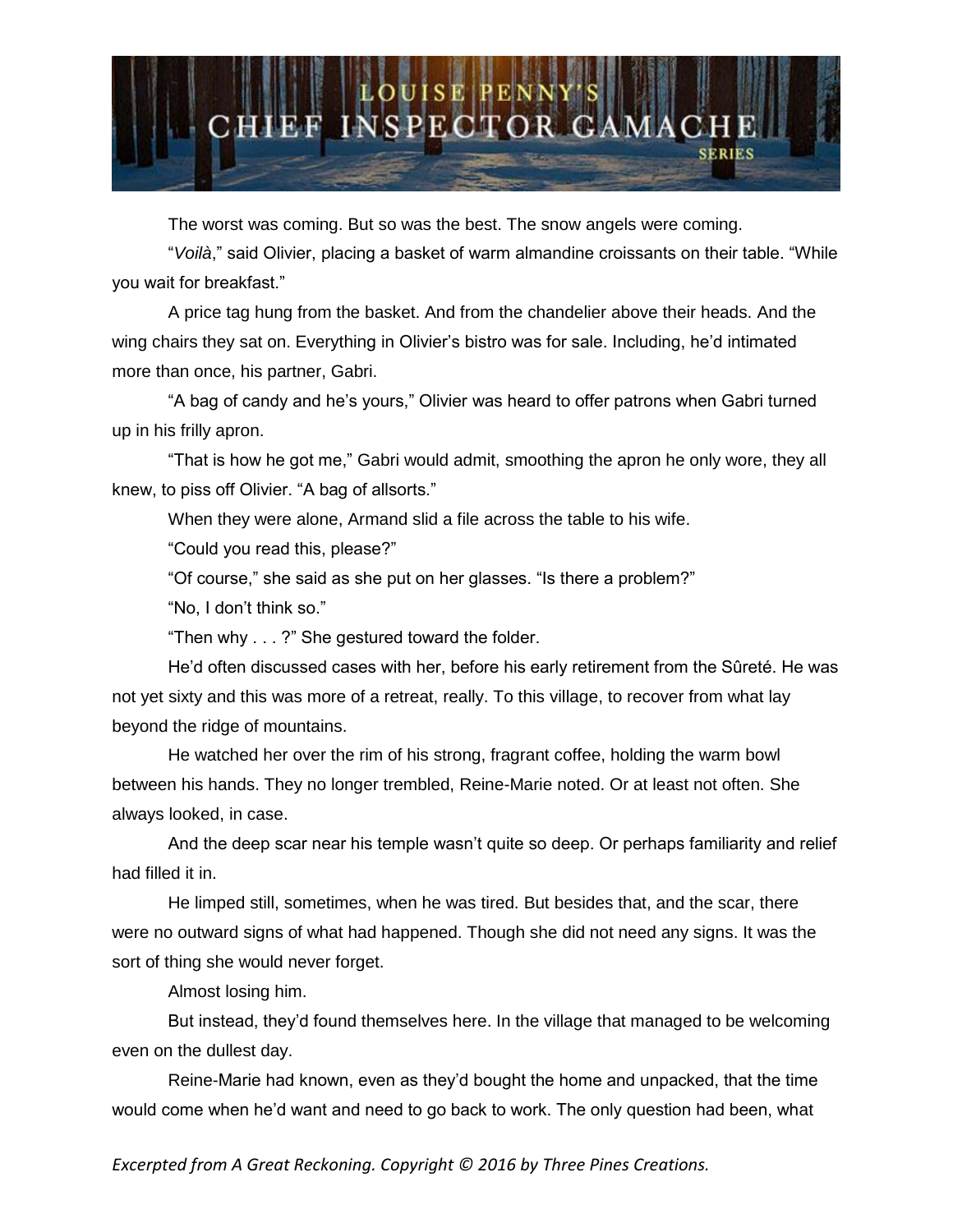The worst was coming. But so was the best. The snow angels were coming.

"*Voilà*," said Olivier, placing a basket of warm almandine croissants on their table. "While you wait for breakfast."

A price tag hung from the basket. And from the chandelier above their heads. And the wing chairs they sat on. Everything in Olivier's bistro was for sale. Including, he'd intimated more than once, his partner, Gabri.

"A bag of candy and he's yours," Olivier was heard to offer patrons when Gabri turned up in his frilly apron.

"That is how he got me," Gabri would admit, smoothing the apron he only wore, they all knew, to piss off Olivier. "A bag of allsorts."

When they were alone, Armand slid a file across the table to his wife.

"Could you read this, please?"

"Of course," she said as she put on her glasses. "Is there a problem?"

"No, I don't think so."

"Then why . . . ?" She gestured toward the folder.

He'd often discussed cases with her, before his early retirement from the Sûreté. He was not yet sixty and this was more of a retreat, really. To this village, to recover from what lay beyond the ridge of mountains.

He watched her over the rim of his strong, fragrant coffee, holding the warm bowl between his hands. They no longer trembled, Reine-Marie noted. Or at least not often. She always looked, in case.

And the deep scar near his temple wasn't quite so deep. Or perhaps familiarity and relief had filled it in.

He limped still, sometimes, when he was tired. But besides that, and the scar, there were no outward signs of what had happened. Though she did not need any signs. It was the sort of thing she would never forget.

Almost losing him.

But instead, they'd found themselves here. In the village that managed to be welcoming even on the dullest day.

Reine-Marie had known, even as they'd bought the home and unpacked, that the time would come when he'd want and need to go back to work. The only question had been, what

*Excerpted from A Great Reckoning. Copyright © 2016 by Three Pines Creations.*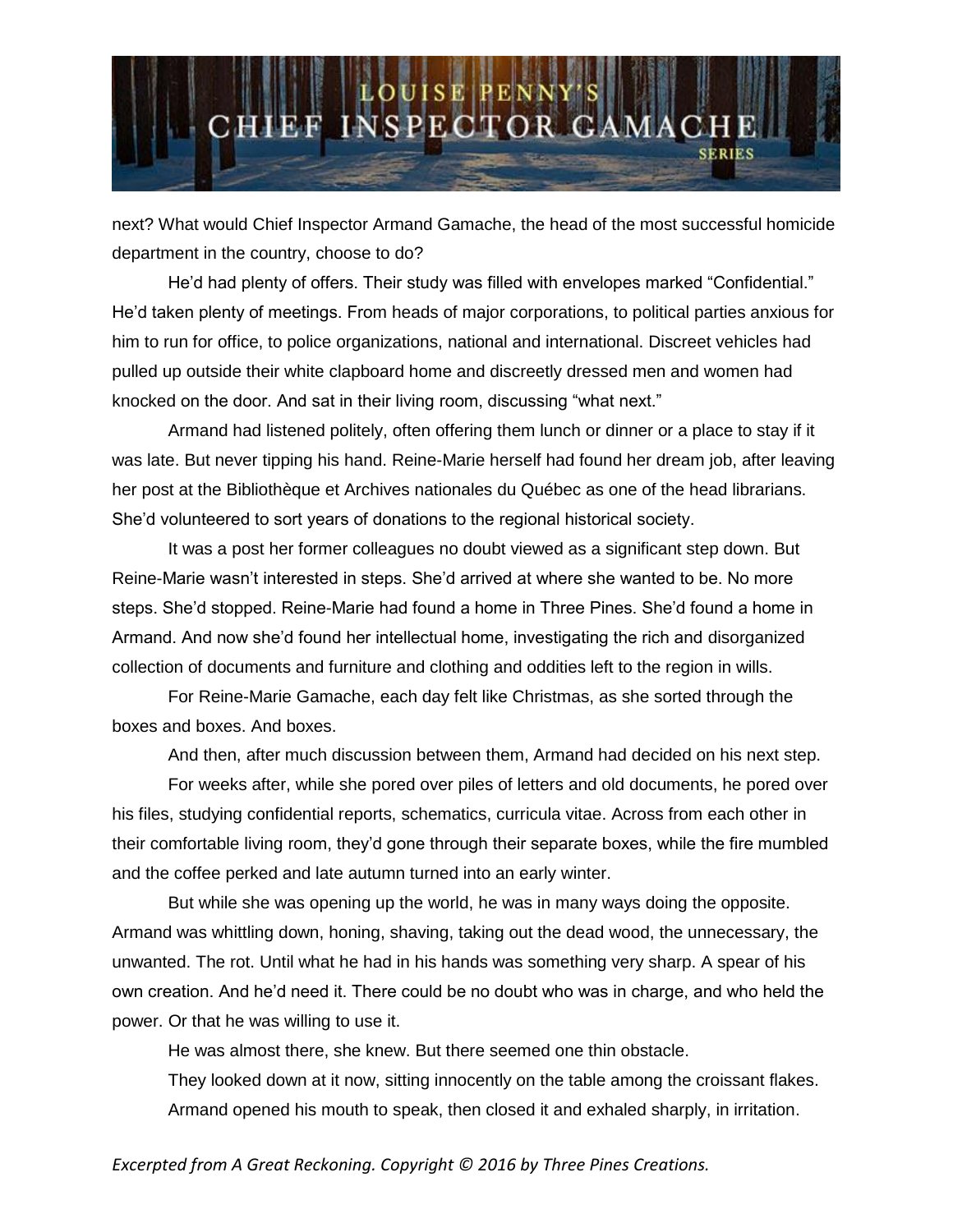next? What would Chief Inspector Armand Gamache, the head of the most successful homicide department in the country, choose to do?

He'd had plenty of offers. Their study was filled with envelopes marked "Confidential." He'd taken plenty of meetings. From heads of major corporations, to political parties anxious for him to run for office, to police organizations, national and international. Discreet vehicles had pulled up outside their white clapboard home and discreetly dressed men and women had knocked on the door. And sat in their living room, discussing "what next."

Armand had listened politely, often offering them lunch or dinner or a place to stay if it was late. But never tipping his hand. Reine-Marie herself had found her dream job, after leaving her post at the Bibliothèque et Archives nationales du Québec as one of the head librarians. She'd volunteered to sort years of donations to the regional historical society.

It was a post her former colleagues no doubt viewed as a significant step down. But Reine-Marie wasn't interested in steps. She'd arrived at where she wanted to be. No more steps. She'd stopped. Reine-Marie had found a home in Three Pines. She'd found a home in Armand. And now she'd found her intellectual home, investigating the rich and disorganized collection of documents and furniture and clothing and oddities left to the region in wills.

For Reine-Marie Gamache, each day felt like Christmas, as she sorted through the boxes and boxes. And boxes.

And then, after much discussion between them, Armand had decided on his next step.

For weeks after, while she pored over piles of letters and old documents, he pored over his files, studying confidential reports, schematics, curricula vitae. Across from each other in their comfortable living room, they'd gone through their separate boxes, while the fire mumbled and the coffee perked and late autumn turned into an early winter.

But while she was opening up the world, he was in many ways doing the opposite. Armand was whittling down, honing, shaving, taking out the dead wood, the unnecessary, the unwanted. The rot. Until what he had in his hands was something very sharp. A spear of his own creation. And he'd need it. There could be no doubt who was in charge, and who held the power. Or that he was willing to use it.

He was almost there, she knew. But there seemed one thin obstacle.

They looked down at it now, sitting innocently on the table among the croissant flakes.

Armand opened his mouth to speak, then closed it and exhaled sharply, in irritation.

*Excerpted from A Great Reckoning. Copyright © 2016 by Three Pines Creations.*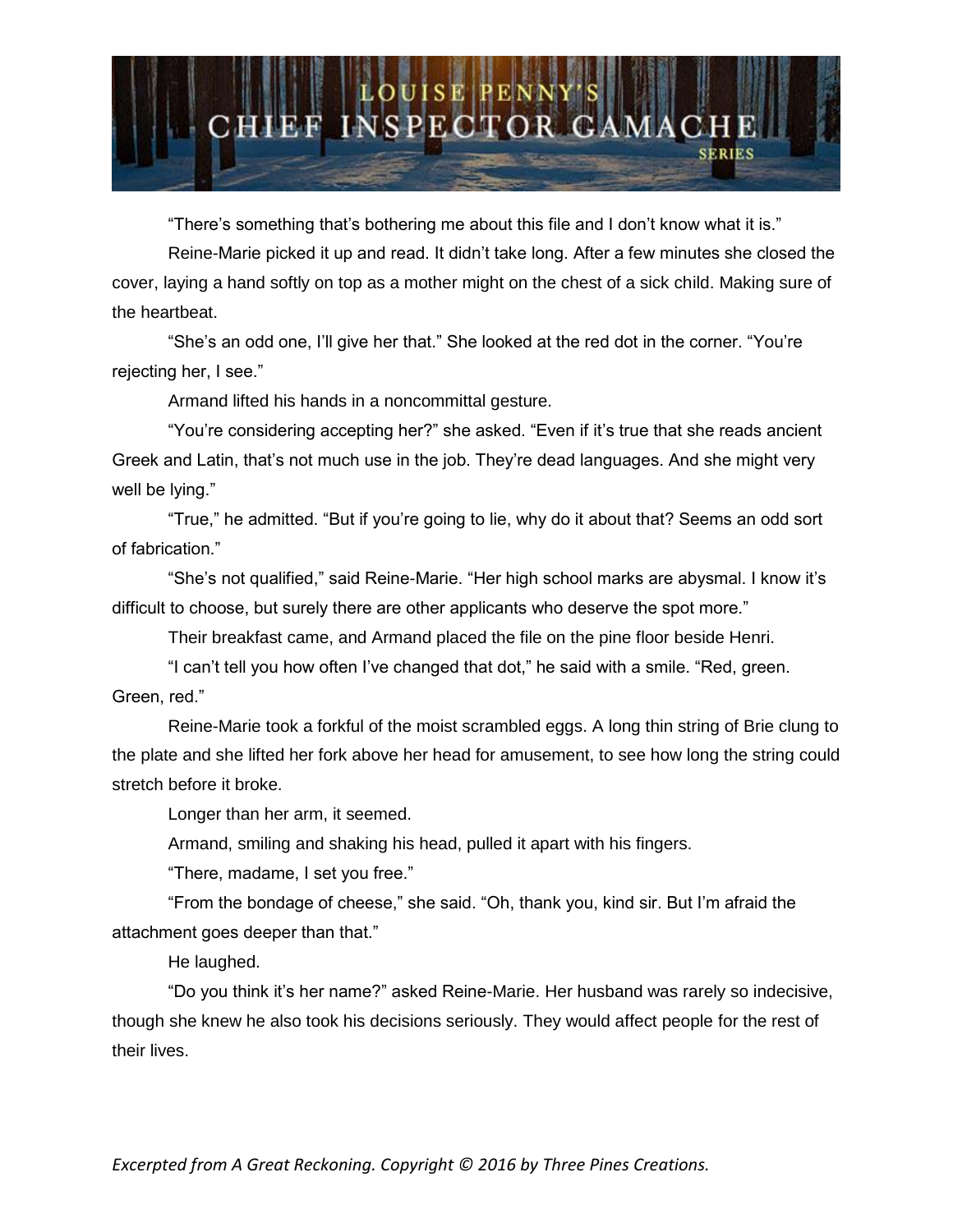"There's something that's bothering me about this file and I don't know what it is."

Reine-Marie picked it up and read. It didn't take long. After a few minutes she closed the cover, laying a hand softly on top as a mother might on the chest of a sick child. Making sure of the heartbeat.

"She's an odd one, I'll give her that." She looked at the red dot in the corner. "You're rejecting her, I see."

Armand lifted his hands in a noncommittal gesture.

"You're considering accepting her?" she asked. "Even if it's true that she reads ancient Greek and Latin, that's not much use in the job. They're dead languages. And she might very well be lying."

"True," he admitted. "But if you're going to lie, why do it about that? Seems an odd sort of fabrication."

"She's not qualified," said Reine-Marie. "Her high school marks are abysmal. I know it's difficult to choose, but surely there are other applicants who deserve the spot more."

Their breakfast came, and Armand placed the file on the pine floor beside Henri.

"I can't tell you how often I've changed that dot," he said with a smile. "Red, green. Green, red."

Reine-Marie took a forkful of the moist scrambled eggs. A long thin string of Brie clung to the plate and she lifted her fork above her head for amusement, to see how long the string could stretch before it broke.

Longer than her arm, it seemed.

Armand, smiling and shaking his head, pulled it apart with his fingers.

"There, madame, I set you free."

"From the bondage of cheese," she said. "Oh, thank you, kind sir. But I'm afraid the attachment goes deeper than that."

He laughed.

"Do you think it's her name?" asked Reine-Marie. Her husband was rarely so indecisive, though she knew he also took his decisions seriously. They would affect people for the rest of their lives.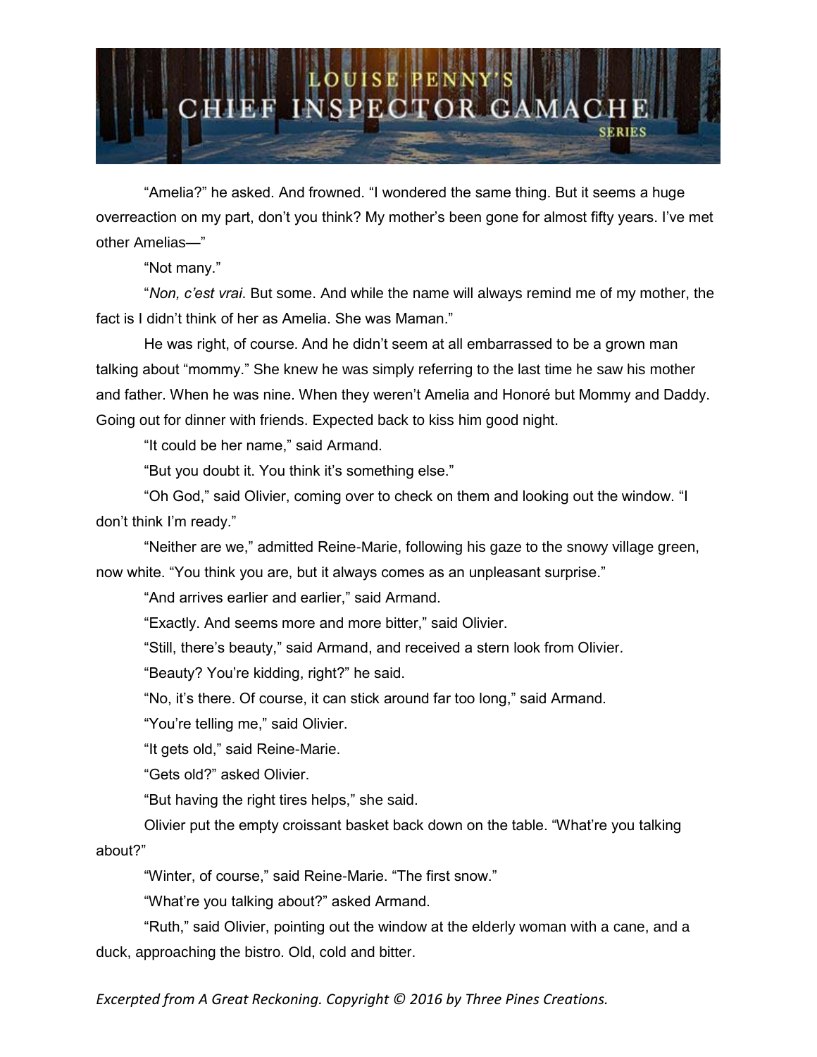"Amelia?" he asked. And frowned. "I wondered the same thing. But it seems a huge overreaction on my part, don't you think? My mother's been gone for almost fifty years. I've met other Amelias—"

"Not many."

"*Non, c'est vrai*. But some. And while the name will always remind me of my mother, the fact is I didn't think of her as Amelia. She was Maman."

He was right, of course. And he didn't seem at all embarrassed to be a grown man talking about "mommy." She knew he was simply referring to the last time he saw his mother and father. When he was nine. When they weren't Amelia and Honoré but Mommy and Daddy. Going out for dinner with friends. Expected back to kiss him good night.

"It could be her name," said Armand.

"But you doubt it. You think it's something else."

"Oh God," said Olivier, coming over to check on them and looking out the window. "I don't think I'm ready."

"Neither are we," admitted Reine-Marie, following his gaze to the snowy village green, now white. "You think you are, but it always comes as an unpleasant surprise."

"And arrives earlier and earlier," said Armand.

"Exactly. And seems more and more bitter," said Olivier.

"Still, there's beauty," said Armand, and received a stern look from Olivier.

"Beauty? You're kidding, right?" he said.

"No, it's there. Of course, it can stick around far too long," said Armand.

"You're telling me," said Olivier.

"It gets old," said Reine-Marie.

"Gets old?" asked Olivier.

"But having the right tires helps," she said.

Olivier put the empty croissant basket back down on the table. "What're you talking about?"

"Winter, of course," said Reine-Marie. "The first snow."

"What're you talking about?" asked Armand.

"Ruth," said Olivier, pointing out the window at the elderly woman with a cane, and a duck, approaching the bistro. Old, cold and bitter.

*Excerpted from A Great Reckoning. Copyright © 2016 by Three Pines Creations.*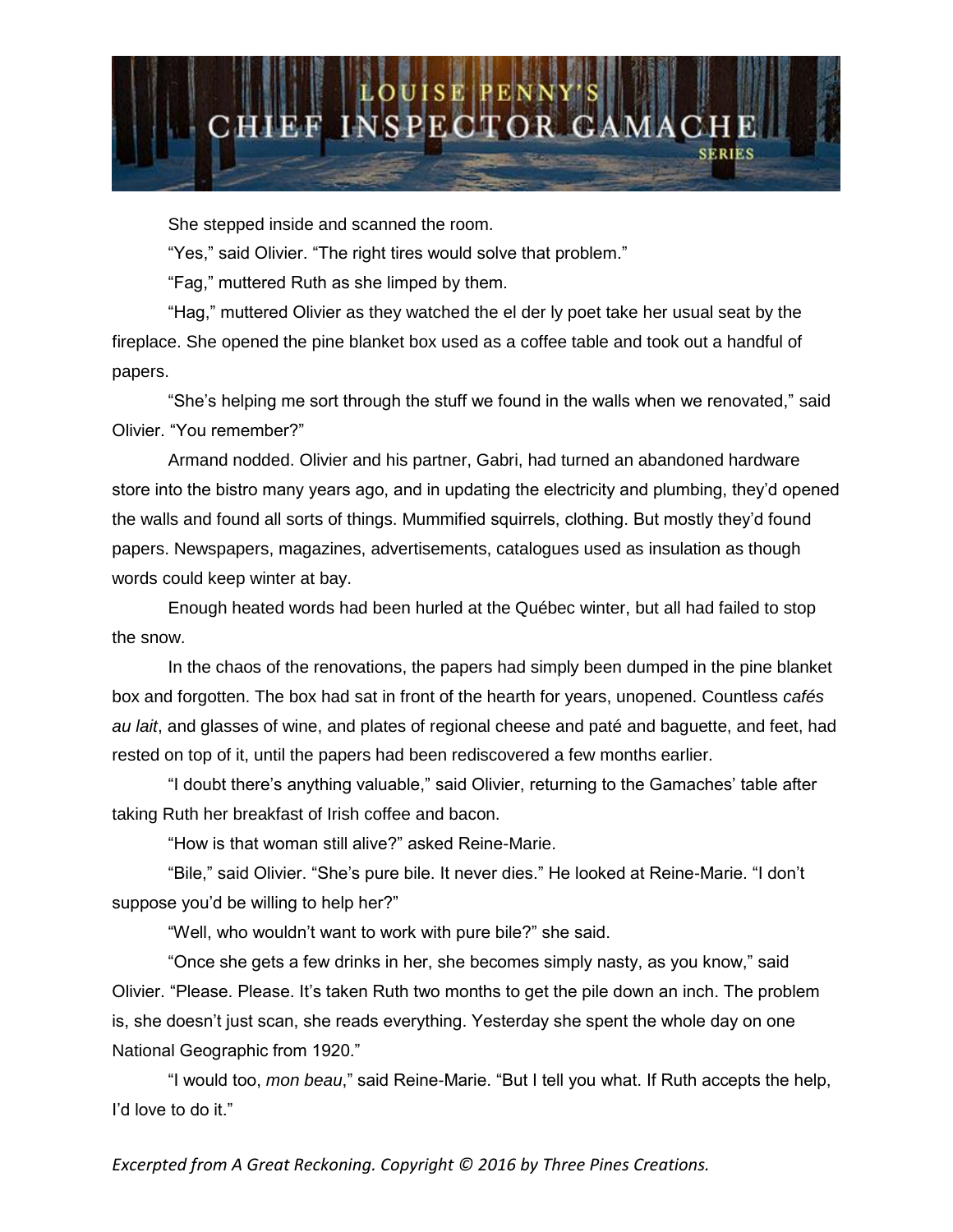She stepped inside and scanned the room.

"Yes," said Olivier. "The right tires would solve that problem."

"Fag," muttered Ruth as she limped by them.

"Hag," muttered Olivier as they watched the el der ly poet take her usual seat by the fireplace. She opened the pine blanket box used as a coffee table and took out a handful of papers.

"She's helping me sort through the stuff we found in the walls when we renovated," said Olivier. "You remember?"

Armand nodded. Olivier and his partner, Gabri, had turned an abandoned hardware store into the bistro many years ago, and in updating the electricity and plumbing, they'd opened the walls and found all sorts of things. Mummified squirrels, clothing. But mostly they'd found papers. Newspapers, magazines, advertisements, catalogues used as insulation as though words could keep winter at bay.

Enough heated words had been hurled at the Québec winter, but all had failed to stop the snow.

In the chaos of the renovations, the papers had simply been dumped in the pine blanket box and forgotten. The box had sat in front of the hearth for years, unopened. Countless *cafés au lait*, and glasses of wine, and plates of regional cheese and paté and baguette, and feet, had rested on top of it, until the papers had been rediscovered a few months earlier.

"I doubt there's anything valuable," said Olivier, returning to the Gamaches' table after taking Ruth her breakfast of Irish coffee and bacon.

"How is that woman still alive?" asked Reine-Marie.

"Bile," said Olivier. "She's pure bile. It never dies." He looked at Reine-Marie. "I don't suppose you'd be willing to help her?"

"Well, who wouldn't want to work with pure bile?" she said.

"Once she gets a few drinks in her, she becomes simply nasty, as you know," said Olivier. "Please. Please. It's taken Ruth two months to get the pile down an inch. The problem is, she doesn't just scan, she reads everything. Yesterday she spent the whole day on one National Geographic from 1920."

"I would too, *mon beau*," said Reine-Marie. "But I tell you what. If Ruth accepts the help, I'd love to do it."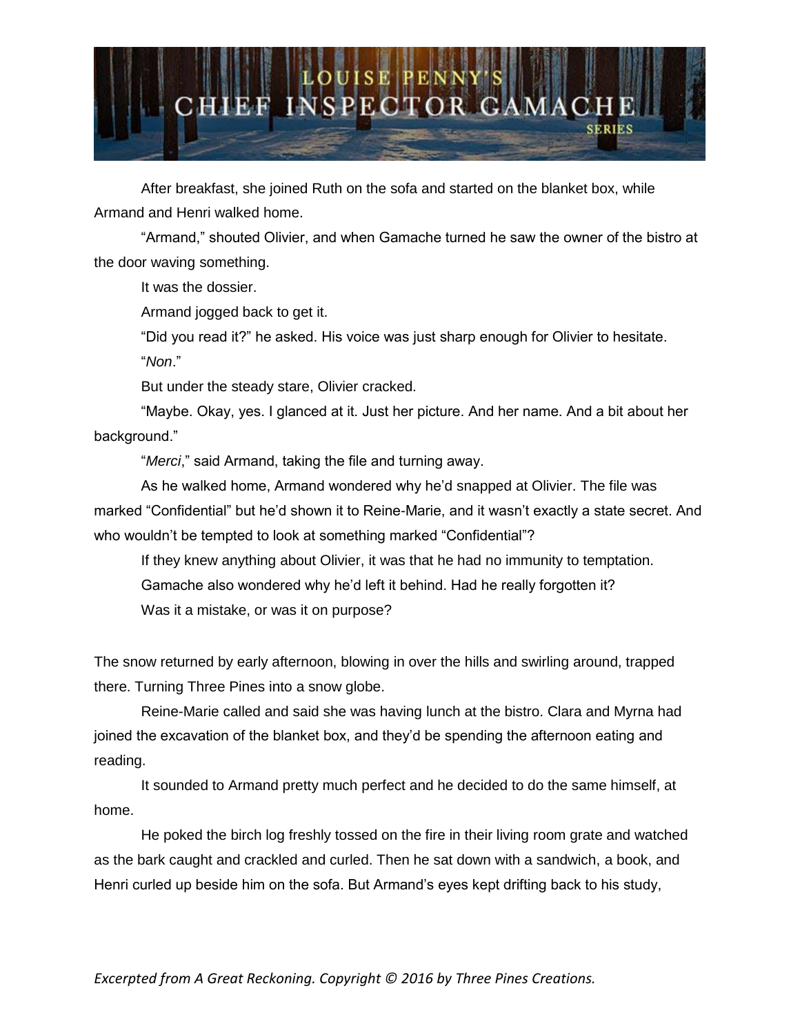After breakfast, she joined Ruth on the sofa and started on the blanket box, while Armand and Henri walked home.

"Armand," shouted Olivier, and when Gamache turned he saw the owner of the bistro at the door waving something.

It was the dossier.

Armand jogged back to get it.

"Did you read it?" he asked. His voice was just sharp enough for Olivier to hesitate.

"*Non*."

But under the steady stare, Olivier cracked.

"Maybe. Okay, yes. I glanced at it. Just her picture. And her name. And a bit about her background."

"*Merci*," said Armand, taking the file and turning away.

As he walked home, Armand wondered why he'd snapped at Olivier. The file was marked "Confidential" but he'd shown it to Reine-Marie, and it wasn't exactly a state secret. And who wouldn't be tempted to look at something marked "Confidential"?

If they knew anything about Olivier, it was that he had no immunity to temptation.

Gamache also wondered why he'd left it behind. Had he really forgotten it?

Was it a mistake, or was it on purpose?

The snow returned by early afternoon, blowing in over the hills and swirling around, trapped there. Turning Three Pines into a snow globe.

Reine-Marie called and said she was having lunch at the bistro. Clara and Myrna had joined the excavation of the blanket box, and they'd be spending the afternoon eating and reading.

It sounded to Armand pretty much perfect and he decided to do the same himself, at home.

He poked the birch log freshly tossed on the fire in their living room grate and watched as the bark caught and crackled and curled. Then he sat down with a sandwich, a book, and Henri curled up beside him on the sofa. But Armand's eyes kept drifting back to his study,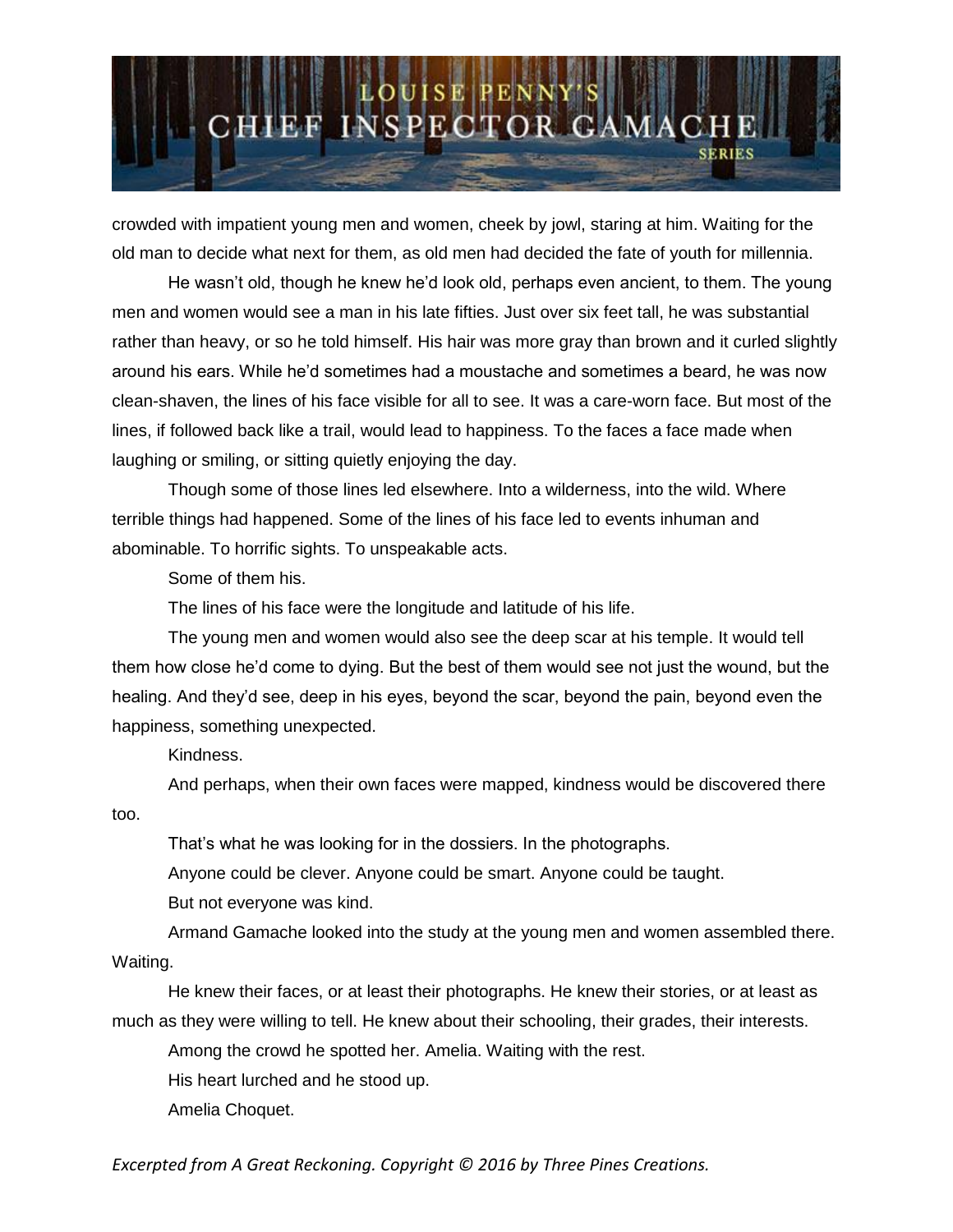crowded with impatient young men and women, cheek by jowl, staring at him. Waiting for the old man to decide what next for them, as old men had decided the fate of youth for millennia.

He wasn't old, though he knew he'd look old, perhaps even ancient, to them. The young men and women would see a man in his late fifties. Just over six feet tall, he was substantial rather than heavy, or so he told himself. His hair was more gray than brown and it curled slightly around his ears. While he'd sometimes had a moustache and sometimes a beard, he was now clean-shaven, the lines of his face visible for all to see. It was a care-worn face. But most of the lines, if followed back like a trail, would lead to happiness. To the faces a face made when laughing or smiling, or sitting quietly enjoying the day.

Though some of those lines led elsewhere. Into a wilderness, into the wild. Where terrible things had happened. Some of the lines of his face led to events inhuman and abominable. To horrific sights. To unspeakable acts.

Some of them his.

The lines of his face were the longitude and latitude of his life.

The young men and women would also see the deep scar at his temple. It would tell them how close he'd come to dying. But the best of them would see not just the wound, but the healing. And they'd see, deep in his eyes, beyond the scar, beyond the pain, beyond even the happiness, something unexpected.

Kindness.

And perhaps, when their own faces were mapped, kindness would be discovered there too.

That's what he was looking for in the dossiers. In the photographs.

Anyone could be clever. Anyone could be smart. Anyone could be taught.

But not everyone was kind.

Armand Gamache looked into the study at the young men and women assembled there. Waiting.

He knew their faces, or at least their photographs. He knew their stories, or at least as much as they were willing to tell. He knew about their schooling, their grades, their interests.

Among the crowd he spotted her. Amelia. Waiting with the rest.

His heart lurched and he stood up.

Amelia Choquet.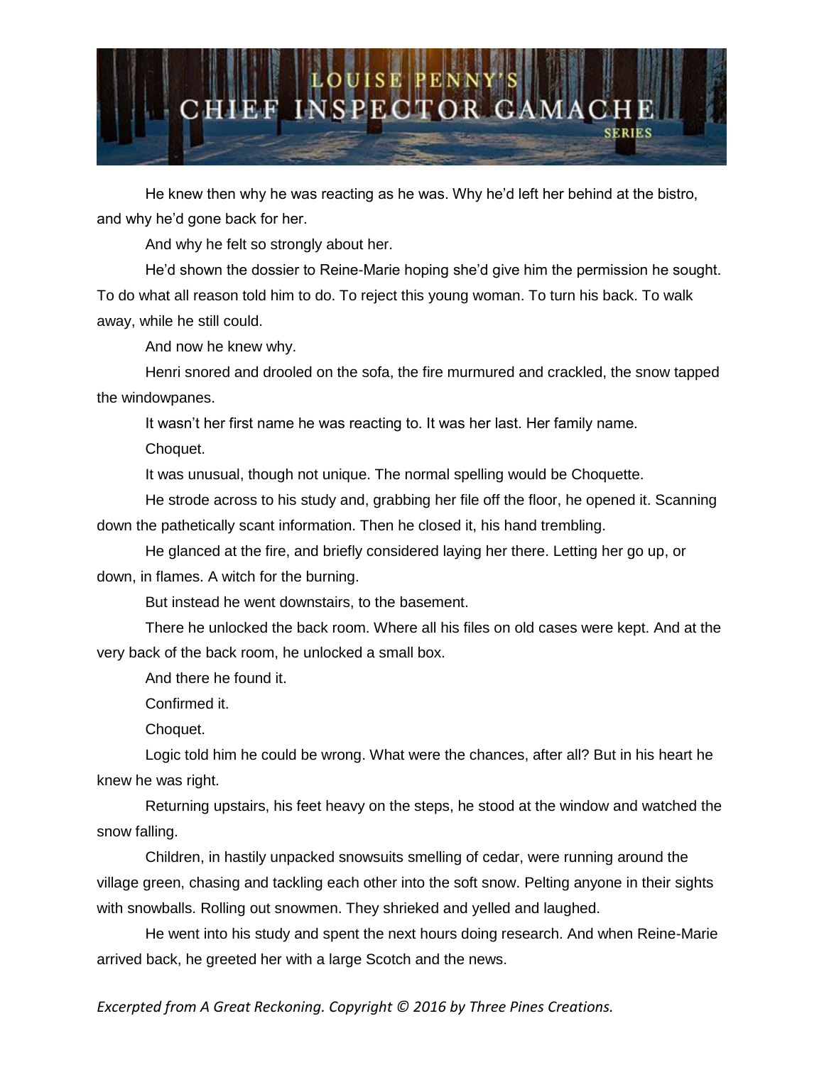He knew then why he was reacting as he was. Why he'd left her behind at the bistro, and why he'd gone back for her.

And why he felt so strongly about her.

He'd shown the dossier to Reine-Marie hoping she'd give him the permission he sought. To do what all reason told him to do. To reject this young woman. To turn his back. To walk away, while he still could.

And now he knew why.

Henri snored and drooled on the sofa, the fire murmured and crackled, the snow tapped the windowpanes.

It wasn't her first name he was reacting to. It was her last. Her family name.

Choquet.

It was unusual, though not unique. The normal spelling would be Choquette.

He strode across to his study and, grabbing her file off the floor, he opened it. Scanning down the pathetically scant information. Then he closed it, his hand trembling.

He glanced at the fire, and briefly considered laying her there. Letting her go up, or down, in flames. A witch for the burning.

But instead he went downstairs, to the basement.

There he unlocked the back room. Where all his files on old cases were kept. And at the very back of the back room, he unlocked a small box.

And there he found it.

Confirmed it.

Choquet.

Logic told him he could be wrong. What were the chances, after all? But in his heart he knew he was right.

Returning upstairs, his feet heavy on the steps, he stood at the window and watched the snow falling.

Children, in hastily unpacked snowsuits smelling of cedar, were running around the village green, chasing and tackling each other into the soft snow. Pelting anyone in their sights with snowballs. Rolling out snowmen. They shrieked and yelled and laughed.

He went into his study and spent the next hours doing research. And when Reine-Marie arrived back, he greeted her with a large Scotch and the news.

*Excerpted from A Great Reckoning. Copyright © 2016 by Three Pines Creations.*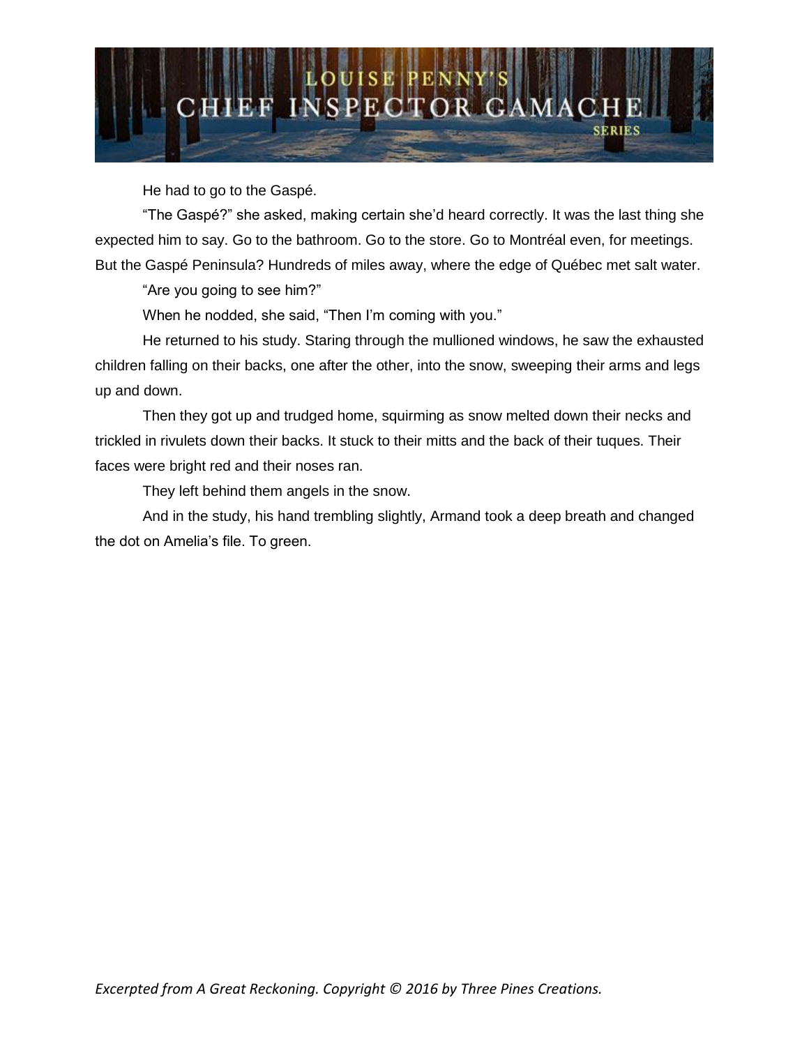He had to go to the Gaspé.

"The Gaspé?" she asked, making certain she'd heard correctly. It was the last thing she expected him to say. Go to the bathroom. Go to the store. Go to Montréal even, for meetings. But the Gaspé Peninsula? Hundreds of miles away, where the edge of Québec met salt water.

"Are you going to see him?"

When he nodded, she said, "Then I'm coming with you."

He returned to his study. Staring through the mullioned windows, he saw the exhausted children falling on their backs, one after the other, into the snow, sweeping their arms and legs up and down.

Then they got up and trudged home, squirming as snow melted down their necks and trickled in rivulets down their backs. It stuck to their mitts and the back of their tuques. Their faces were bright red and their noses ran.

They left behind them angels in the snow.

And in the study, his hand trembling slightly, Armand took a deep breath and changed the dot on Amelia's file. To green.

*Excerpted from A Great Reckoning. Copyright © 2016 by Three Pines Creations.*